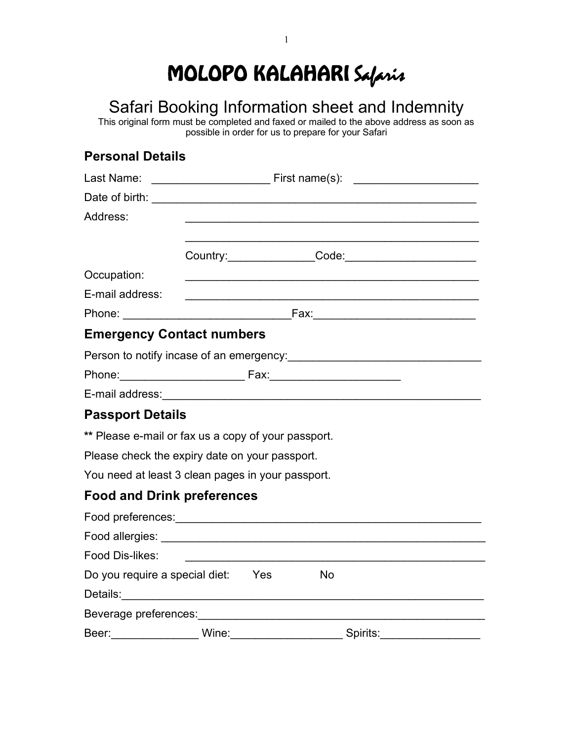# MOLOPO KALAHARI *Safaris*

## Safari Booking Information sheet and Indemnity

This original form must be completed and faxed or mailed to the above address as soon as possible in order for us to prepare for your Safari

### Personal Details

Last Name: __________________ First name(s): ___________________

Date of birth: _____________________________________________________

Address: _____________________________________________

_____________________________________________

Country:_____________Code:____________________

Occupation: _____________________________________________

E-mail address: _____________________________________________

Phone: _________________________Fax:_________________________

### Emergency Contact numbers

Person to notify incase of an emergency:______________________________

Phone:___________________ Fax:____________________

E-mail address:_________________________________________________

### Passport Details

** Please e-mail or fax us a copy of your passport.

Please check the expiry date on your passport.

You need at least 3 clean pages in your passport.

### Food and Drink preferences

Food preferences:_______________________________________________

Food allergies: _________________________________________________

Food Dis-likes: _____________________________________________

Do you require a special diet: Yes No

Details:_______________________________________________________

Beverage preferences:____________________________________________

Beer:______________ Wine:_________________ Spirits:________________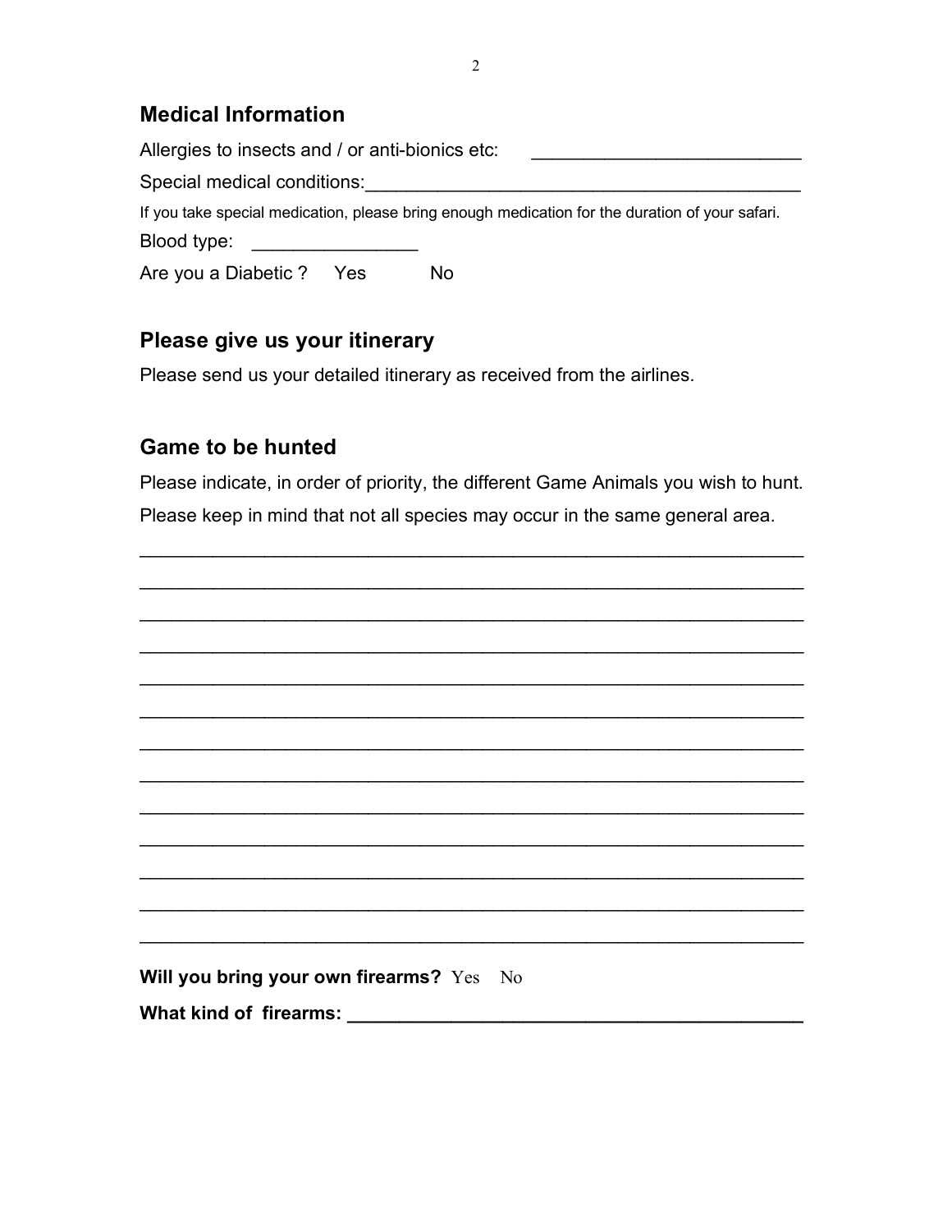## Medical Information

Allergies to insects and / or anti-bionics etc: _________________________

Special medical conditions:__________________________________________

If you take special medication, please bring enough medication for the duration of your safari.

Blood type: ________________

Are you a Diabetic ? Yes No

## Please give us your itinerary

Please send us your detailed itinerary as received from the airlines.

## Game to be hunted

Please indicate, in order of priority, the different Game Animals you wish to hunt.

Please keep in mind that not all species may occur in the same general area.

_______________________________________________________________

_______________________________________________________________

_______________________________________________________________

_______________________________________________________________

_______________________________________________________________

_______________________________________________________________

_______________________________________________________________

_______________________________________________________________

_______________________________________________________________

_______________________________________________________________

_______________________________________________________________

_______________________________________________________________

_______________________________________________________________

**Will you bring your own firearms?** Yes No

**What kind of firearms:** ___________________________________________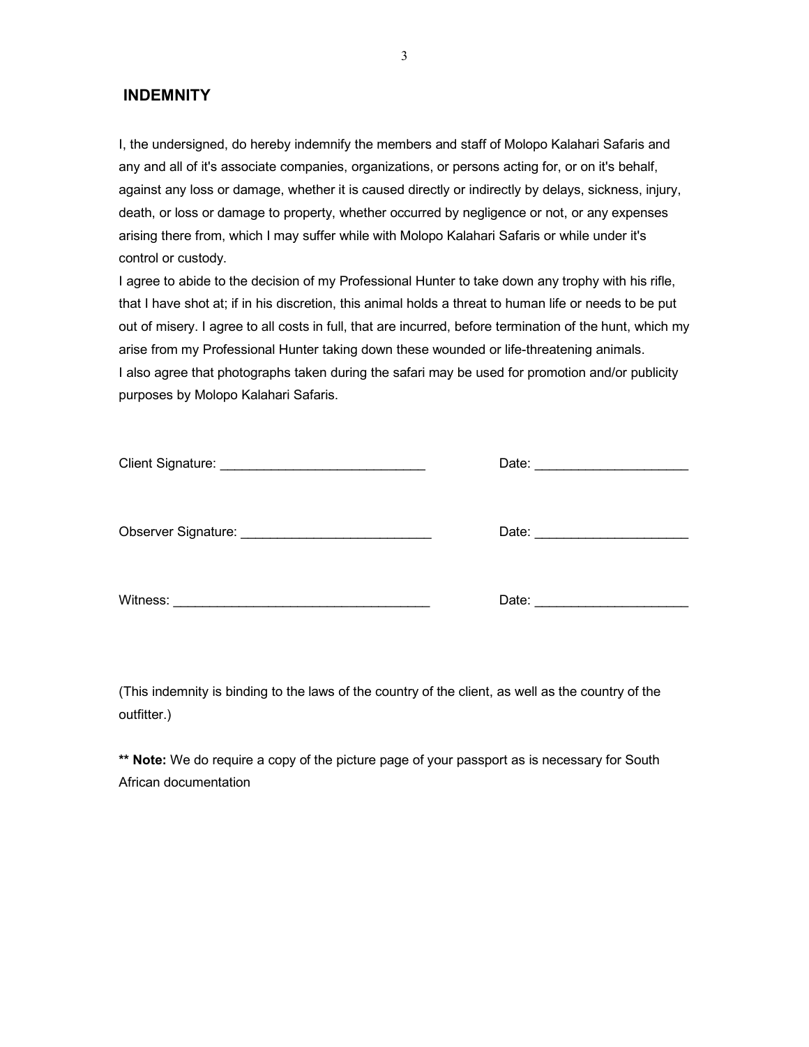## INDEMNITY

I, the undersigned, do hereby indemnify the members and staff of Molopo Kalahari Safaris and any and all of it's associate companies, organizations, or persons acting for, or on it's behalf, against any loss or damage, whether it is caused directly or indirectly by delays, sickness, injury, death, or loss or damage to property, whether occurred by negligence or not, or any expenses arising there from, which I may suffer while with Molopo Kalahari Safaris or while under it's control or custody.

I agree to abide to the decision of my Professional Hunter to take down any trophy with his rifle, that I have shot at; if in his discretion, this animal holds a threat to human life or needs to be put out of misery. I agree to all costs in full, that are incurred, before termination of the hunt, which my arise from my Professional Hunter taking down these wounded or life-threatening animals.

I also agree that photographs taken during the safari may be used for promotion and/or publicity purposes by Molopo Kalahari Safaris.

Client Signature: ____________________________ Date: _____________________

Observer Signature: __________________________ Date: _____________________

Witness: ___________________________________ Date: _____________________

(This indemnity is binding to the laws of the country of the client, as well as the country of the outfitter.)

** **Note:** We do require a copy of the picture page of your passport as is necessary for South African documentation